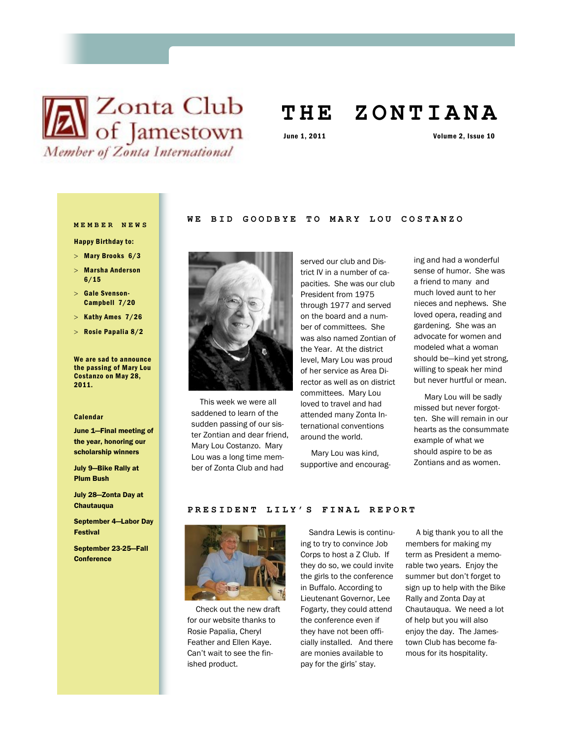Zonta Club of Jamestown

*Member of Zonta International*

# THE ZONTIANA

June 1, 2011 — Volume 2, Issue 10

## MEMBER NEWS

**Happy Birthday to:**

- **Mary Brooks 6/3**
- **Marsha Anderson 6/15**
- **Gale Svenson-Campbell 7/20**
- **Kathy Ames 7/26**
- **Rosie Papalia 8/2**

**We are sad to announce the passing of Mary Lou Costanzo on May 28, 2011.**

**Calendar**

**June 1—Final meeting of the year, honoring our scholarship winners**

**July 9—Bike Rally at Plum Bush**

**July 28—Zonta Day at Chautauqua**

**September 4—Labor Day Festival**

**September 23-25—Fall Conference**

## WE BID GOODBYE TO MARY LOU COSTANZO

This week we were all saddened to learn of the sudden passing of our sister Zontian and dear friend, Mary Lou Costanzo. Mary Lou was a long time member of Zonta Club and had served our club and District IV in a number of capacities. She was our club President from 1975 through 1977 and served on the board and a number of committees. She was also named Zontian of the Year. At the district level, Mary Lou was proud of her service as Area Director as well as on district committees. Mary Lou loved to travel and had attended many Zonta International conventions around the world.

Mary Lou was kind, supportive and encouraging and had a wonderful sense of humor. She was a friend to many and much loved aunt to her nieces and nephews. She loved opera, reading and gardening. She was an advocate for women and modeled what a woman should be—kind yet strong, willing to speak her mind but never hurtful or mean.

Mary Lou will be sadly missed but never forgotten. She will remain in our hearts as the consummate example of what we should aspire to be as Zontians and as women.

## PRESIDENT LILY'S FINAL REPORT

Check out the new draft for our website thanks to Rosie Papalia, Cheryl Feather and Ellen Kaye. Can't wait to see the finished product.

Sandra Lewis is continuing to try to convince Job Corps to host a Z Club. If they do so, we could invite the girls to the conference in Buffalo. According to Lieutenant Governor, Lee Fogarty, they could attend the conference even if they have not been officially installed. And there are monies available to pay for the girls' stay.

A big thank you to all the members for making my term as President a memorable two years. Enjoy the summer but don't forget to sign up to help with the Bike Rally and Zonta Day at Chautauqua. We need a lot of help but you will also enjoy the day. The Jamestown Club has become famous for its hospitality.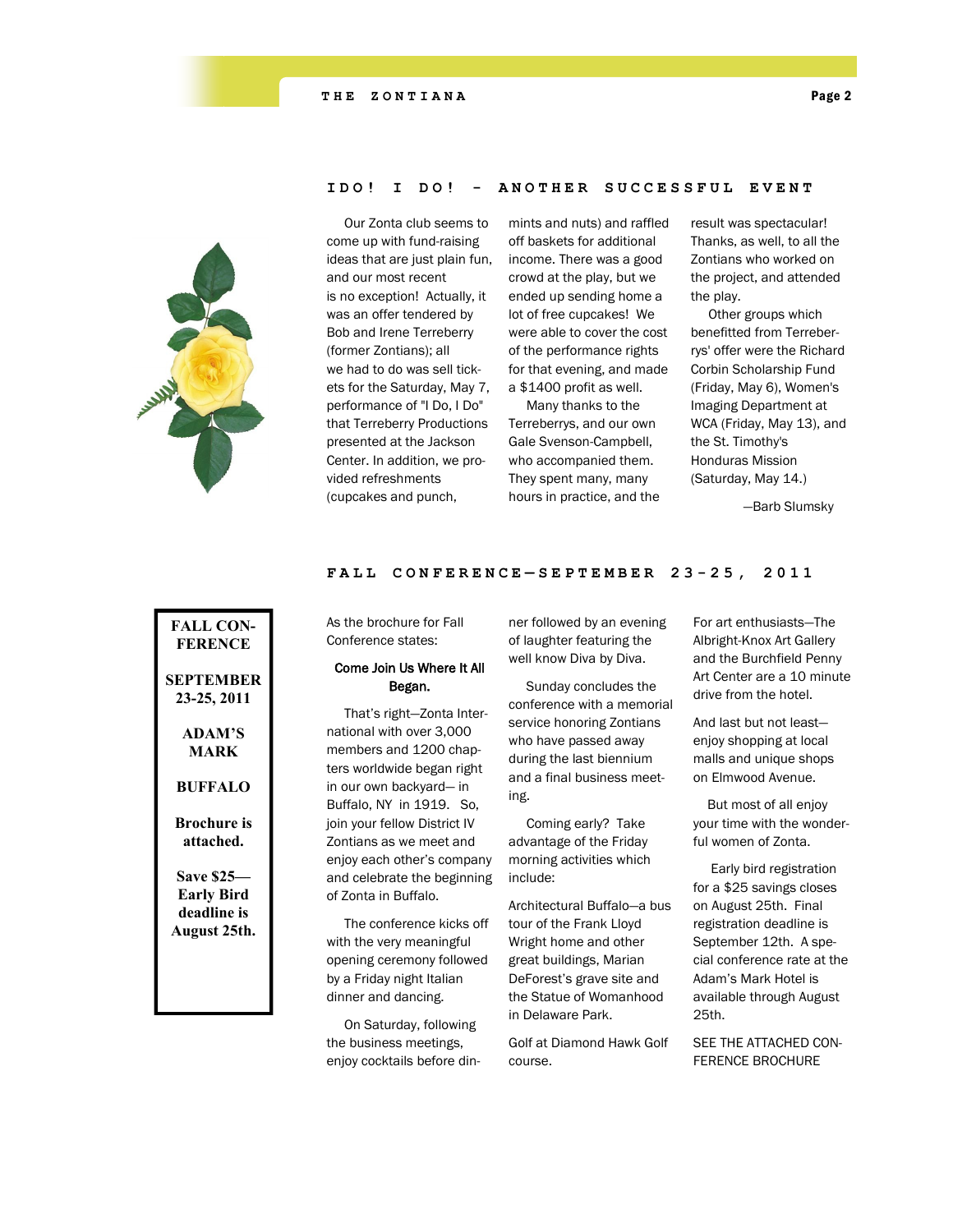## I DO! I DO! - ANOTHER SUCCESSFUL EVENT

Our Zonta club seems to come up with fund-raising ideas that are just plain fun, and our most recent is no exception! Actually, it was an offer tendered by Bob and Irene Terreberry (former Zontians); all we had to do was sell tickets for the Saturday, May 7, performance of "I Do, I Do" that Terreberry Productions presented at the Jackson Center. In addition, we provided refreshments (cupcakes and punch, mints and nuts) and raffled off baskets for additional income. There was a good crowd at the play, but we ended up sending home a lot of free cupcakes! We were able to cover the cost of the performance rights for that evening, and made a $1400 profit as well.

Many thanks to the Terreberrys, and our own Gale Svenson-Campbell, who accompanied them. They spent many, many hours in practice, and the result was spectacular! Thanks, as well, to all the Zontians who worked on the project, and attended the play.

Other groups which benefitted from Terreberrys' offer were the Richard Corbin Scholarship Fund (Friday, May 6), Women's Imaging Department at WCA (Friday, May 13), and the St. Timothy's Honduras Mission (Saturday, May 14.)

—Barb Slumsky

## FALL CONFERENCE—SEPTEMBER 23-25, 2011

**FALL CONFERENCE**

**SEPTEMBER 23-25, 2011**

**ADAM'S MARK**

**BUFFALO**

**Brochure is attached.**

**Save $25—Early Bird deadline is August 25th.**

As the brochure for Fall Conference states:

**Come Join Us Where It All Began.**

That's right—Zonta International with over 3,000 members and 1200 chapters worldwide began right in our own backyard— in Buffalo, NY in 1919. So, join your fellow District IV Zontians as we meet and enjoy each other's company and celebrate the beginning of Zonta in Buffalo.

The conference kicks off with the very meaningful opening ceremony followed by a Friday night Italian dinner and dancing.

On Saturday, following the business meetings, enjoy cocktails before dinner followed by an evening of laughter featuring the well know Diva by Diva.

Sunday concludes the conference with a memorial service honoring Zontians who have passed away during the last biennium and a final business meeting.

Coming early? Take advantage of the Friday morning activities which include:

Architectural Buffalo—a bus tour of the Frank Lloyd Wright home and other great buildings, Marian DeForest's grave site and the Statue of Womanhood in Delaware Park.

Golf at Diamond Hawk Golf course.

For art enthusiasts—The Albright-Knox Art Gallery and the Burchfield Penny Art Center are a 10 minute drive from the hotel.

And last but not least—enjoy shopping at local malls and unique shops on Elmwood Avenue.

But most of all enjoy your time with the wonderful women of Zonta.

Early bird registration for a $25 savings closes on August 25th. Final registration deadline is September 12th. A special conference rate at the Adam's Mark Hotel is available through August 25th.

SEE THE ATTACHED CONFERENCE BROCHURE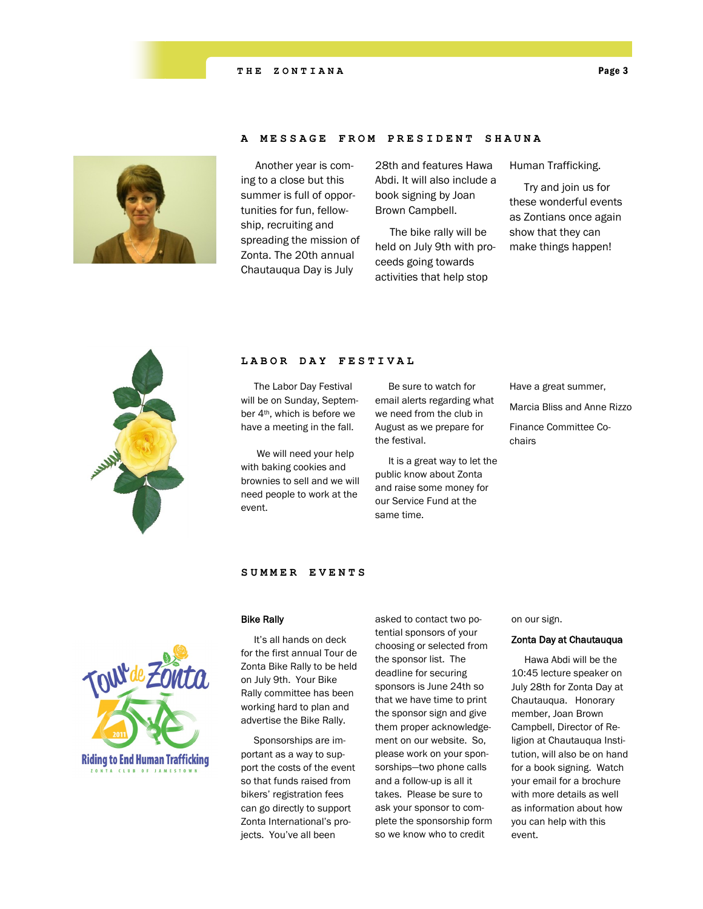## A MESSAGE FROM PRESIDENT SHAUNA

Another year is coming to a close but this summer is full of opportunities for fun, fellowship, recruiting and spreading the mission of Zonta. The 20th annual Chautauqua Day is July 28th and features Hawa Abdi. It will also include a book signing by Joan Brown Campbell.

The bike rally will be held on July 9th with proceeds going towards activities that help stop Human Trafficking.

Try and join us for these wonderful events as Zontians once again show that they can make things happen!

## LABOR DAY FESTIVAL

The Labor Day Festival will be on Sunday, September 4th, which is before we have a meeting in the fall.

We will need your help with baking cookies and brownies to sell and we will need people to work at the event.

Be sure to watch for email alerts regarding what we need from the club in August as we prepare for the festival.

It is a great way to let the public know about Zonta and raise some money for our Service Fund at the same time.

Have a great summer,

Marcia Bliss and Anne Rizzo

Finance Committee Co-chairs

## SUMMER EVENTS

### Bike Rally

It's all hands on deck for the first annual Tour de Zonta Bike Rally to be held on July 9th. Your Bike Rally committee has been working hard to plan and advertise the Bike Rally.

Sponsorships are important as a way to support the costs of the event so that funds raised from bikers' registration fees can go directly to support Zonta International's projects. You've all been asked to contact two potential sponsors of your choosing or selected from the sponsor list. The deadline for securing sponsors is June 24th so that we have time to print the sponsor sign and give them proper acknowledgement on our website. So, please work on your sponsorships—two phone calls and a follow-up is all it takes. Please be sure to ask your sponsor to complete the sponsorship form so we know who to credit on our sign.

### Zonta Day at Chautauqua

Hawa Abdi will be the 10:45 lecture speaker on July 28th for Zonta Day at Chautauqua. Honorary member, Joan Brown Campbell, Director of Religion at Chautauqua Institution, will also be on hand for a book signing. Watch your email for a brochure with more details as well as information about how you can help with this event.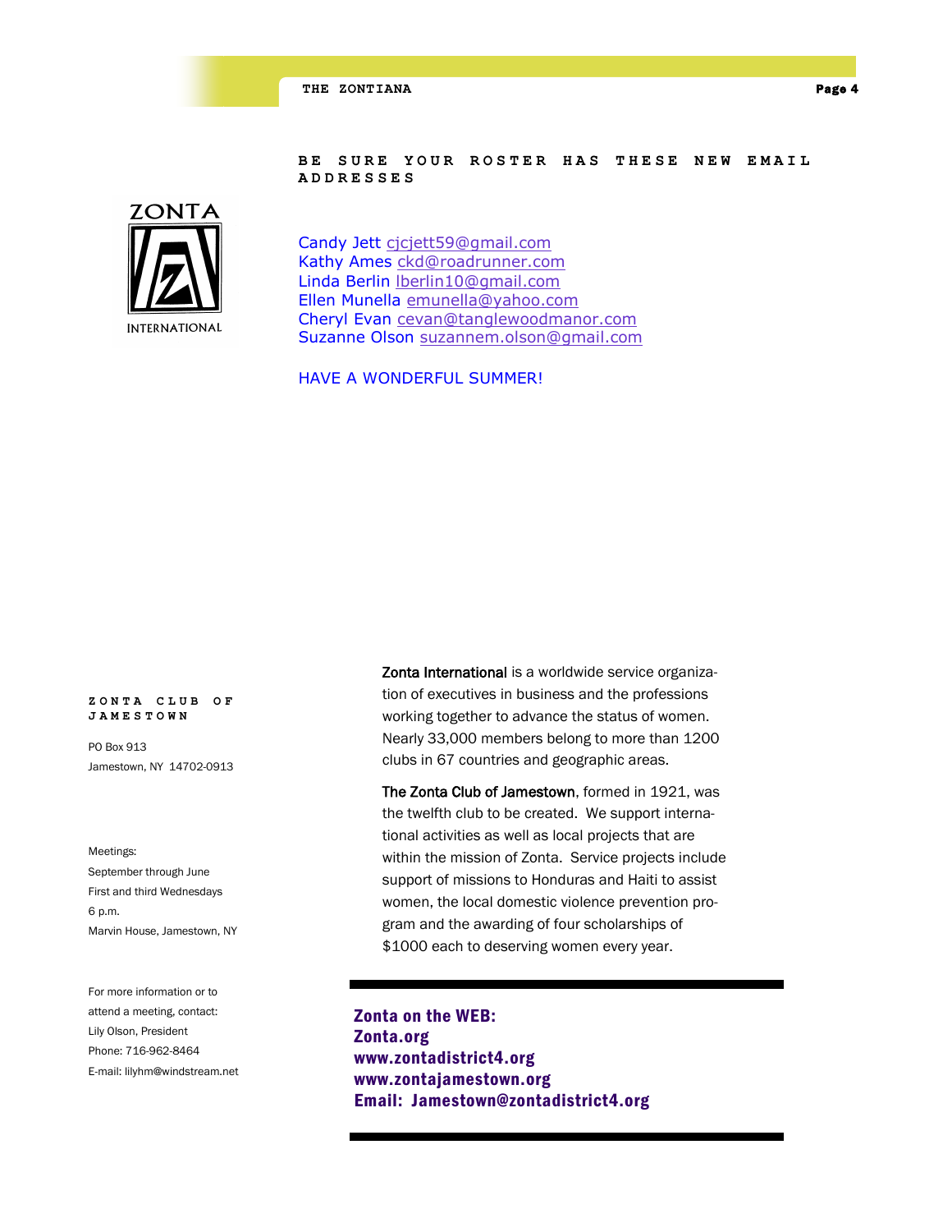## BE SURE YOUR ROSTER HAS THESE NEW EMAIL ADDRESSES

Candy Jett cjcjett59@gmail.com
Kathy Ames ckd@roadrunner.com
Linda Berlin lberlin10@gmail.com
Ellen Munella emunella@yahoo.com
Cheryl Evan cevan@tanglewoodmanor.com
Suzanne Olson suzannem.olson@gmail.com

HAVE A WONDERFUL SUMMER!

**ZONTA CLUB OF JAMESTOWN**

PO Box 913
Jamestown, NY 14702-0913

Meetings:
September through June
First and third Wednesdays
6 p.m.
Marvin House, Jamestown, NY

For more information or to attend a meeting, contact:
Lily Olson, President
Phone: 716-962-8464
E-mail: lilyhm@windstream.net

**Zonta International** is a worldwide service organization of executives in business and the professions working together to advance the status of women. Nearly 33,000 members belong to more than 1200 clubs in 67 countries and geographic areas.

**The Zonta Club of Jamestown**, formed in 1921, was the twelfth club to be created. We support international activities as well as local projects that are within the mission of Zonta. Service projects include support of missions to Honduras and Haiti to assist women, the local domestic violence prevention program and the awarding of four scholarships of $1000 each to deserving women every year.

**Zonta on the WEB:**
**Zonta.org**
**www.zontadistrict4.org**
**www.zontajamestown.org**
**Email: Jamestown@zontadistrict4.org**